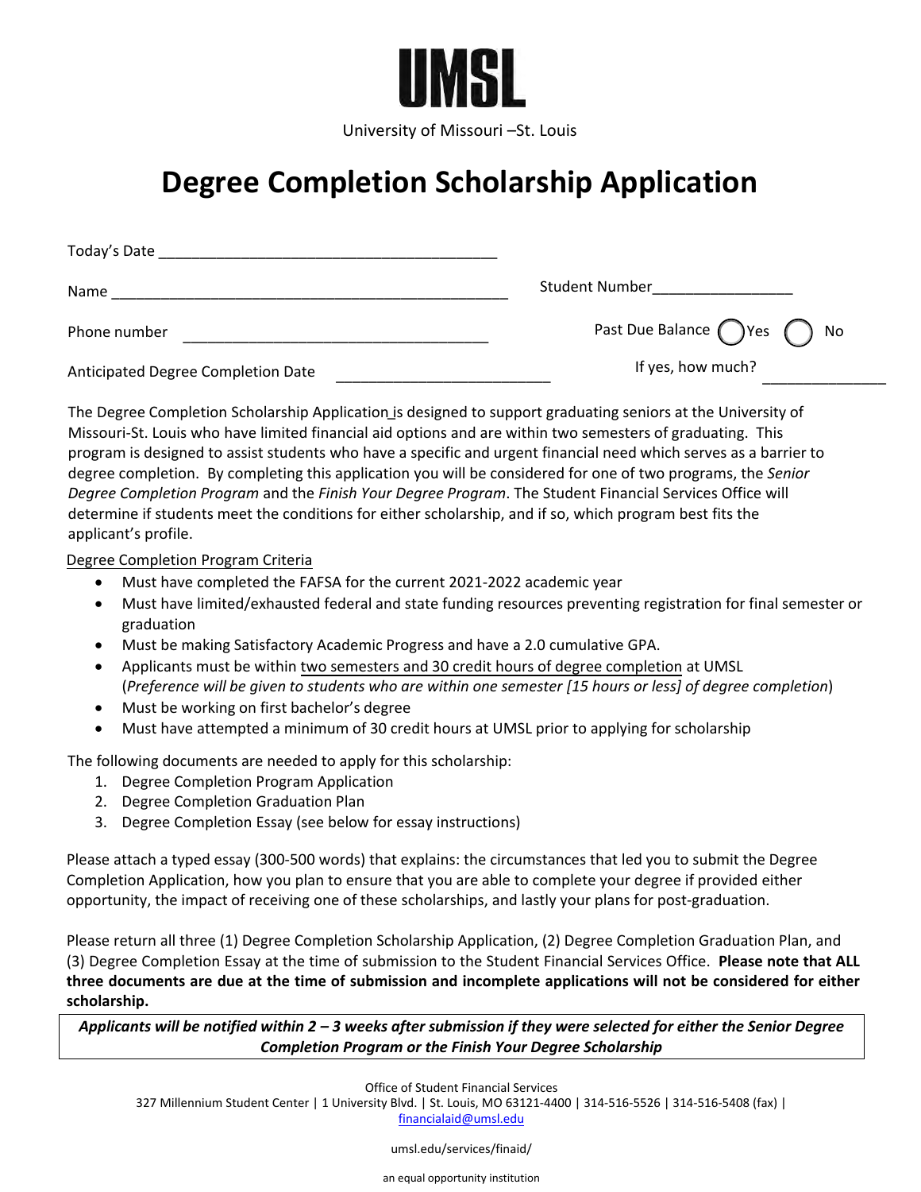UMSL

University of Missouri –St. Louis

# Degree Completion Scholarship Application

Today's Date ________________________________________

Name ________________________________________________ Student Number________________

Phone number ____________________________________ Past Due Balance ◯ Yes ◯ No

Anticipated Degree Completion Date _________________________ If yes, how much? ______________

The Degree Completion Scholarship Application is designed to support graduating seniors at the University of Missouri-St. Louis who have limited financial aid options and are within two semesters of graduating. This program is designed to assist students who have a specific and urgent financial need which serves as a barrier to degree completion. By completing this application you will be considered for one of two programs, the *Senior Degree Completion Program* and the *Finish Your Degree Program*. The Student Financial Services Office will determine if students meet the conditions for either scholarship, and if so, which program best fits the applicant's profile.

Degree Completion Program Criteria

- Must have completed the FAFSA for the current 2021-2022 academic year
- Must have limited/exhausted federal and state funding resources preventing registration for final semester or graduation
- Must be making Satisfactory Academic Progress and have a 2.0 cumulative GPA.
- Applicants must be within two semesters and 30 credit hours of degree completion at UMSL (*Preference will be given to students who are within one semester [15 hours or less] of degree completion*)
- Must be working on first bachelor's degree
- Must have attempted a minimum of 30 credit hours at UMSL prior to applying for scholarship

The following documents are needed to apply for this scholarship:

1. Degree Completion Program Application
2. Degree Completion Graduation Plan
3. Degree Completion Essay (see below for essay instructions)

Please attach a typed essay (300-500 words) that explains: the circumstances that led you to submit the Degree Completion Application, how you plan to ensure that you are able to complete your degree if provided either opportunity, the impact of receiving one of these scholarships, and lastly your plans for post-graduation.

Please return all three (1) Degree Completion Scholarship Application, (2) Degree Completion Graduation Plan, and (3) Degree Completion Essay at the time of submission to the Student Financial Services Office. **Please note that ALL three documents are due at the time of submission and incomplete applications will not be considered for either scholarship.**

***Applicants will be notified within 2 – 3 weeks after submission if they were selected for either the Senior Degree Completion Program or the Finish Your Degree Scholarship***

Office of Student Financial Services
327 Millennium Student Center | 1 University Blvd. | St. Louis, MO 63121-4400 | 314-516-5526 | 314-516-5408 (fax) | financialaid@umsl.edu

umsl.edu/services/finaid/

an equal opportunity institution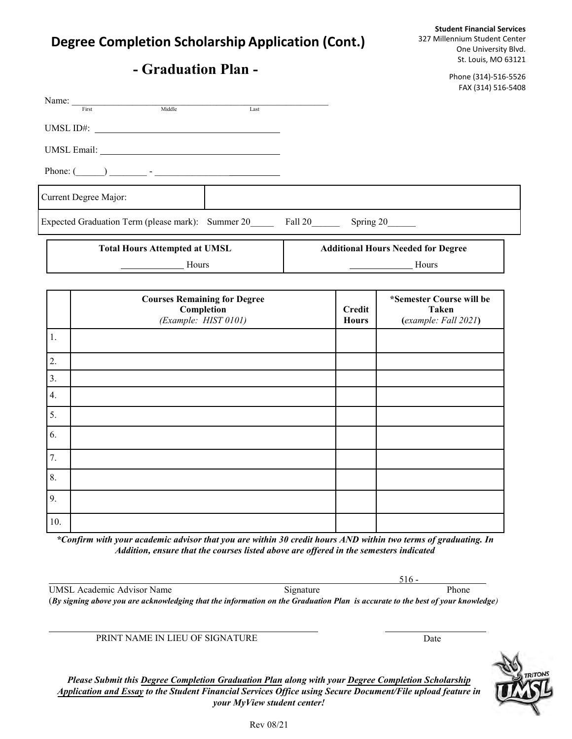# Degree Completion Scholarship Application (Cont.)

**Student Financial Services**
327 Millennium Student Center
One University Blvd.
St. Louis, MO 63121

Phone (314)-516-5526
FAX (314) 516-5408

## - Graduation Plan -

Name: ______________________________________________
First Middle Last

UMSL ID#: ______________________________

UMSL Email: ______________________________

Phone: (______) ________ - ____________________

| Current Degree Major: | |
|---|---|
| Expected Graduation Term (please mark): Summer 20_____ Fall 20______ Spring 20______ | |

| Total Hours Attempted at UMSL | Additional Hours Needed for Degree |
|---|---|
| ____________ Hours | ____________ Hours |

| | **Courses Remaining for Degree Completion** *(Example: HIST 0101)* | **Credit Hours** | **\*Semester Course will be Taken** (*example: Fall 2021*) |
|---|---|---|---|
| 1. | | | |
| 2. | | | |
| 3. | | | |
| 4. | | | |
| 5. | | | |
| 6. | | | |
| 7. | | | |
| 8. | | | |
| 9. | | | |
| 10. | | | |

***Confirm with your academic advisor that you are within 30 credit hours AND within two terms of graduating. In Addition, ensure that the courses listed above are offered in the semesters indicated***

_______________________________________________________ 516 - __________
UMSL Academic Advisor Name Signature Phone
(***By signing above you are acknowledging that the information on the Graduation Plan is accurate to the best of your knowledge***)

_______________________________________ ____________________
PRINT NAME IN LIEU OF SIGNATURE Date

***Please Submit this Degree Completion Graduation Plan along with your Degree Completion Scholarship Application and Essay to the Student Financial Services Office using Secure Document/File upload feature in your MyView student center!***

Rev 08/21